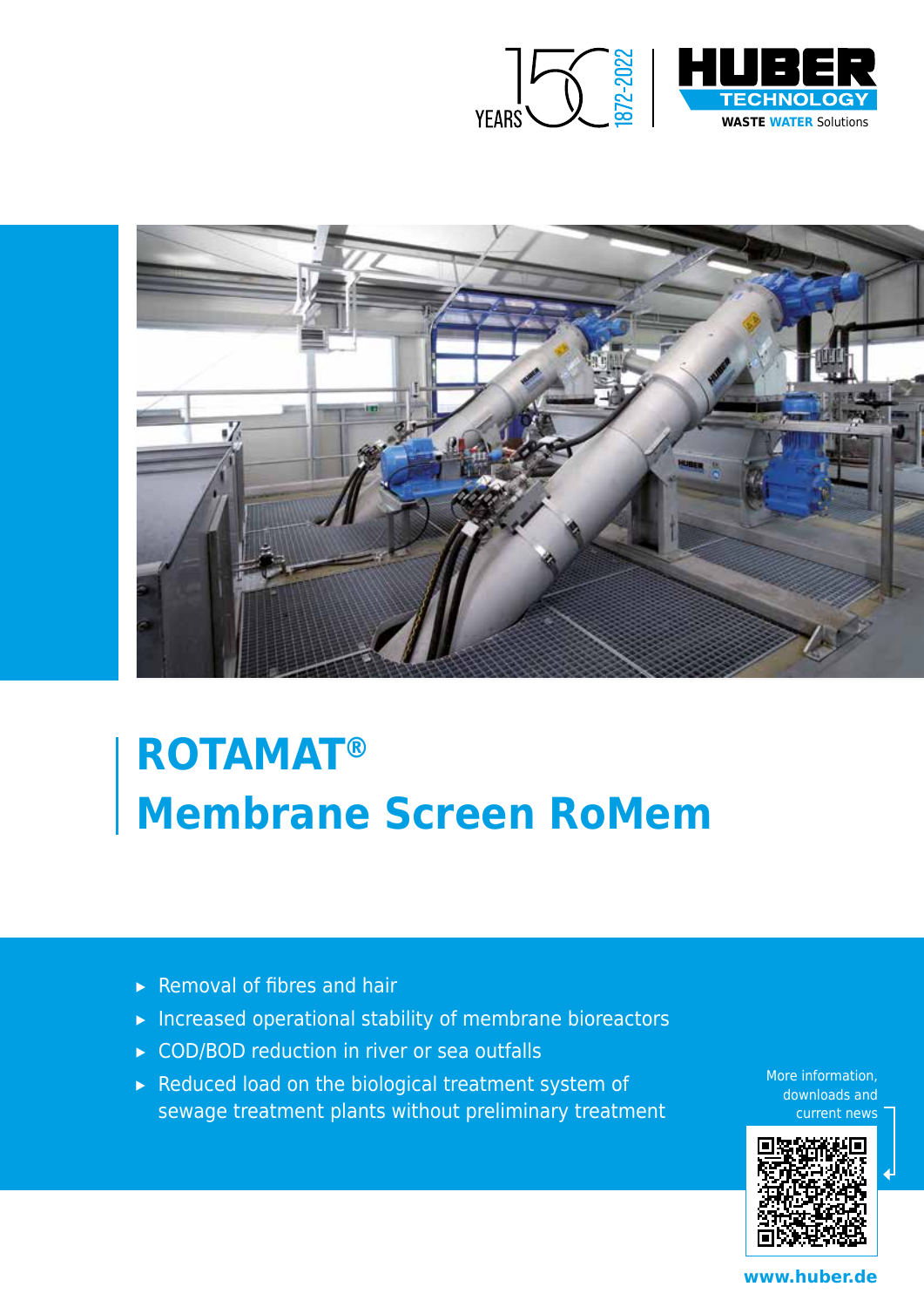150 YEARS 1872-2022

HUBER TECHNOLOGY
WASTE WATER Solutions

# ROTAMAT®
# Membrane Screen RoMem

- Removal of fibres and hair
- Increased operational stability of membrane bioreactors
- COD/BOD reduction in river or sea outfalls
- Reduced load on the biological treatment system of sewage treatment plants without preliminary treatment

More information, downloads and current news

www.huber.de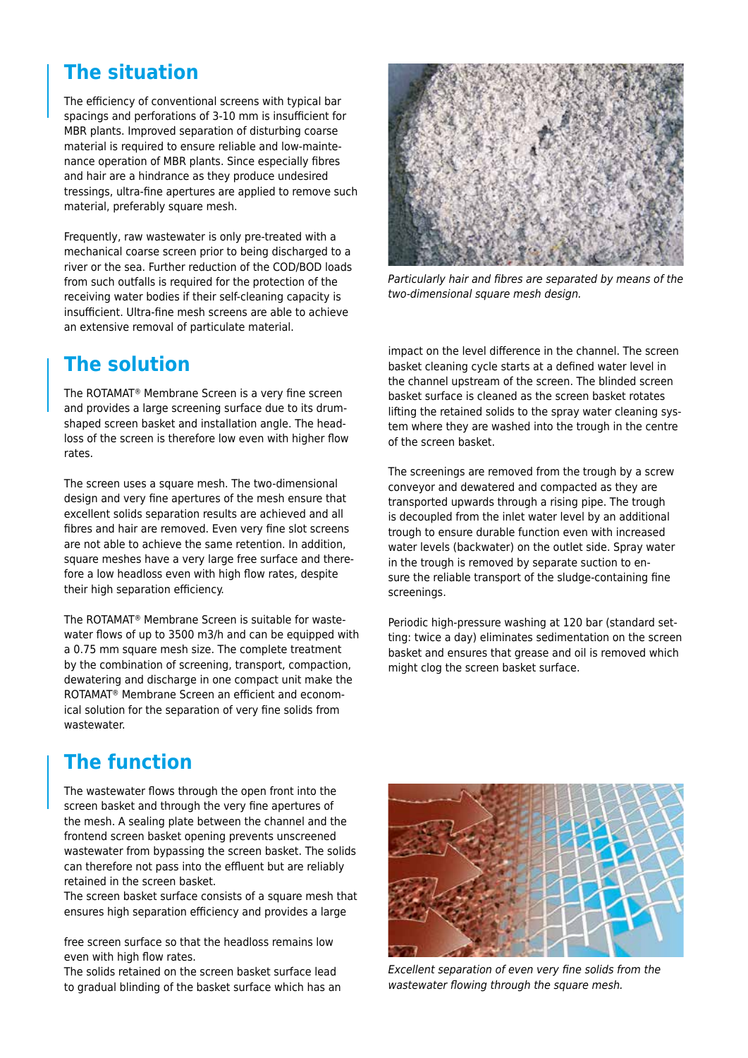## The situation

The efficiency of conventional screens with typical bar spacings and perforations of 3-10 mm is insufficient for MBR plants. Improved separation of disturbing coarse material is required to ensure reliable and low-maintenance operation of MBR plants. Since especially fibres and hair are a hindrance as they produce undesired tressings, ultra-fine apertures are applied to remove such material, preferably square mesh.

Frequently, raw wastewater is only pre-treated with a mechanical coarse screen prior to being discharged to a river or the sea. Further reduction of the COD/BOD loads from such outfalls is required for the protection of the receiving water bodies if their self-cleaning capacity is insufficient. Ultra-fine mesh screens are able to achieve an extensive removal of particulate material.

*Particularly hair and fibres are separated by means of the two-dimensional square mesh design.*

## The solution

The ROTAMAT® Membrane Screen is a very fine screen and provides a large screening surface due to its drum-shaped screen basket and installation angle. The head-loss of the screen is therefore low even with higher flow rates.

The screen uses a square mesh. The two-dimensional design and very fine apertures of the mesh ensure that excellent solids separation results are achieved and all fibres and hair are removed. Even very fine slot screens are not able to achieve the same retention. In addition, square meshes have a very large free surface and therefore a low headloss even with high flow rates, despite their high separation efficiency.

The ROTAMAT® Membrane Screen is suitable for wastewater flows of up to 3500 m3/h and can be equipped with a 0.75 mm square mesh size. The complete treatment by the combination of screening, transport, compaction, dewatering and discharge in one compact unit make the ROTAMAT® Membrane Screen an efficient and economical solution for the separation of very fine solids from wastewater.

## The function

The wastewater flows through the open front into the screen basket and through the very fine apertures of the mesh. A sealing plate between the channel and the frontend screen basket opening prevents unscreened wastewater from bypassing the screen basket. The solids can therefore not pass into the effluent but are reliably retained in the screen basket.
The screen basket surface consists of a square mesh that ensures high separation efficiency and provides a large free screen surface so that the headloss remains low even with high flow rates.
The solids retained on the screen basket surface lead to gradual blinding of the basket surface which has an impact on the level difference in the channel. The screen basket cleaning cycle starts at a defined water level in the channel upstream of the screen. The blinded screen basket surface is cleaned as the screen basket rotates lifting the retained solids to the spray water cleaning system where they are washed into the trough in the centre of the screen basket.

The screenings are removed from the trough by a screw conveyor and dewatered and compacted as they are transported upwards through a rising pipe. The trough is decoupled from the inlet water level by an additional trough to ensure durable function even with increased water levels (backwater) on the outlet side. Spray water in the trough is removed by separate suction to ensure the reliable transport of the sludge-containing fine screenings.

Periodic high-pressure washing at 120 bar (standard setting: twice a day) eliminates sedimentation on the screen basket and ensures that grease and oil is removed which might clog the screen basket surface.

*Excellent separation of even very fine solids from the wastewater flowing through the square mesh.*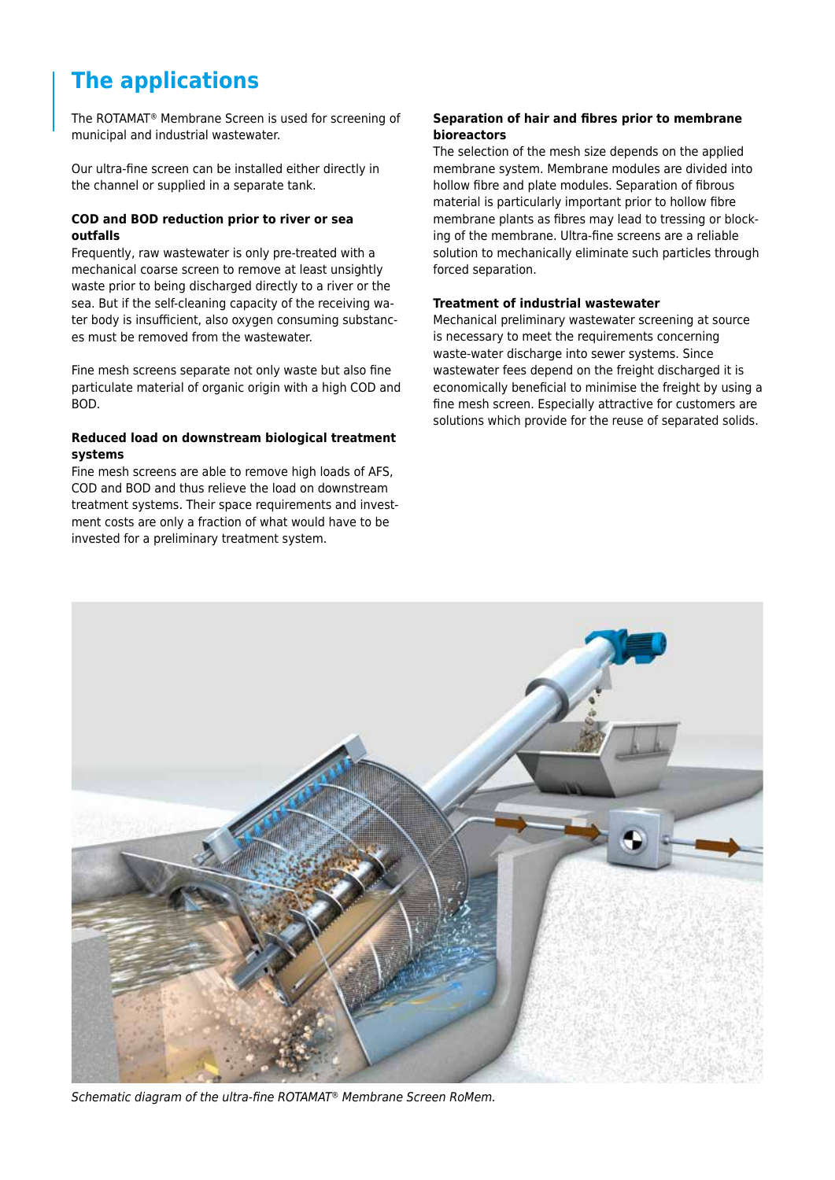# The applications

The ROTAMAT® Membrane Screen is used for screening of municipal and industrial wastewater.

Our ultra-fine screen can be installed either directly in the channel or supplied in a separate tank.

### COD and BOD reduction prior to river or sea outfalls

Frequently, raw wastewater is only pre-treated with a mechanical coarse screen to remove at least unsightly waste prior to being discharged directly to a river or the sea. But if the self-cleaning capacity of the receiving water body is insufficient, also oxygen consuming substances must be removed from the wastewater.

Fine mesh screens separate not only waste but also fine particulate material of organic origin with a high COD and BOD.

### Reduced load on downstream biological treatment systems

Fine mesh screens are able to remove high loads of AFS, COD and BOD and thus relieve the load on downstream treatment systems. Their space requirements and investment costs are only a fraction of what would have to be invested for a preliminary treatment system.

### Separation of hair and fibres prior to membrane bioreactors

The selection of the mesh size depends on the applied membrane system. Membrane modules are divided into hollow fibre and plate modules. Separation of fibrous material is particularly important prior to hollow fibre membrane plants as fibres may lead to tressing or blocking of the membrane. Ultra-fine screens are a reliable solution to mechanically eliminate such particles through forced separation.

### Treatment of industrial wastewater

Mechanical preliminary wastewater screening at source is necessary to meet the requirements concerning waste-water discharge into sewer systems. Since wastewater fees depend on the freight discharged it is economically beneficial to minimise the freight by using a fine mesh screen. Especially attractive for customers are solutions which provide for the reuse of separated solids.

*Schematic diagram of the ultra-fine ROTAMAT® Membrane Screen RoMem.*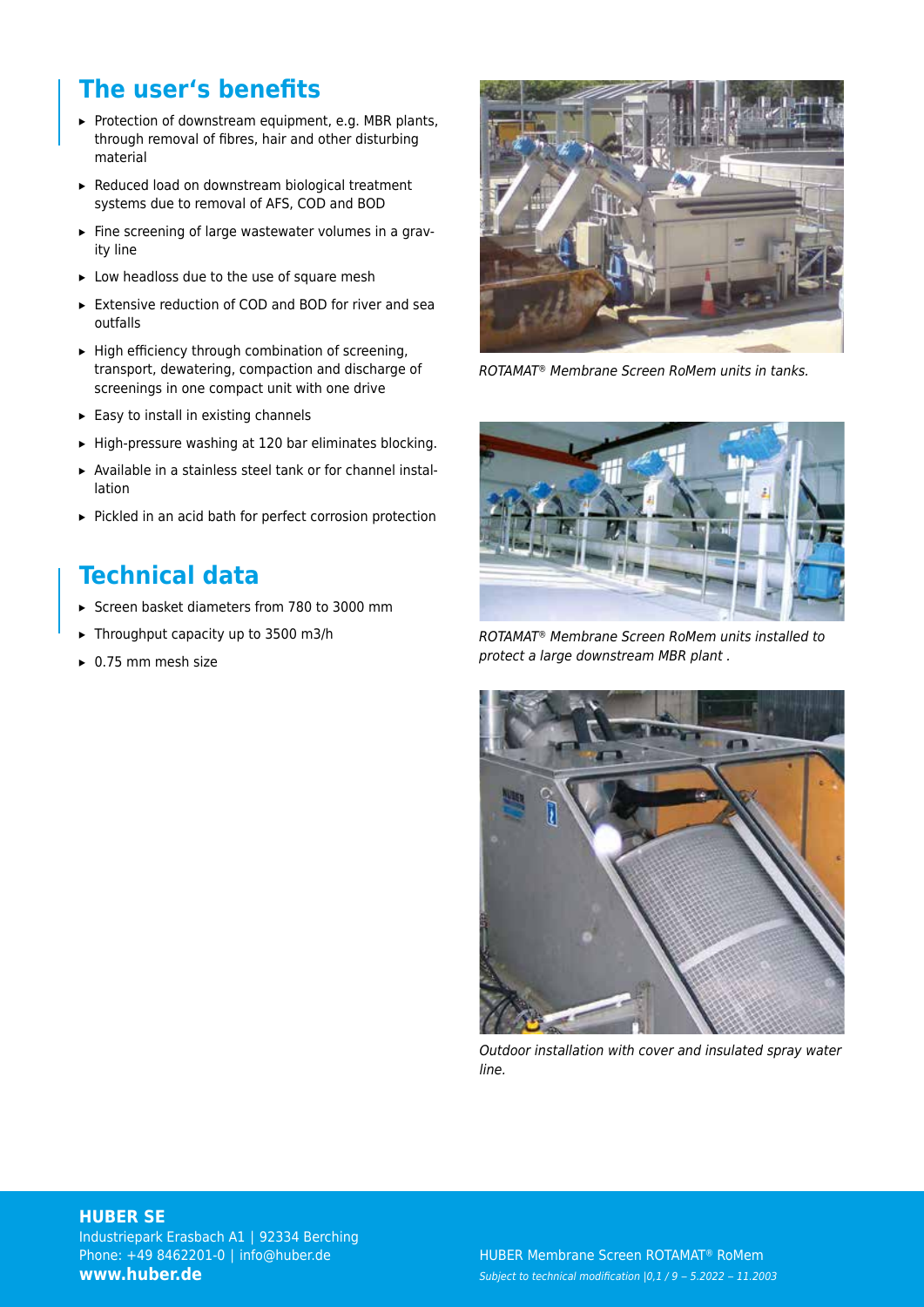## The user's benefits

- Protection of downstream equipment, e.g. MBR plants, through removal of fibres, hair and other disturbing material
- Reduced load on downstream biological treatment systems due to removal of AFS, COD and BOD
- Fine screening of large wastewater volumes in a gravity line
- Low headloss due to the use of square mesh
- Extensive reduction of COD and BOD for river and sea outfalls
- High efficiency through combination of screening, transport, dewatering, compaction and discharge of screenings in one compact unit with one drive
- Easy to install in existing channels
- High-pressure washing at 120 bar eliminates blocking.
- Available in a stainless steel tank or for channel installation
- Pickled in an acid bath for perfect corrosion protection

## Technical data

- Screen basket diameters from 780 to 3000 mm
- Throughput capacity up to 3500 m3/h
- 0.75 mm mesh size

*ROTAMAT® Membrane Screen RoMem units in tanks.*

*ROTAMAT® Membrane Screen RoMem units installed to protect a large downstream MBR plant .*

*Outdoor installation with cover and insulated spray water line.*

**HUBER SE**
Industriepark Erasbach A1 | 92334 Berching
Phone: +49 8462201-0 | info@huber.de
**www.huber.de**

HUBER Membrane Screen ROTAMAT® RoMem
*Subject to technical modification |0,1 / 9 – 5.2022 – 11.2003*